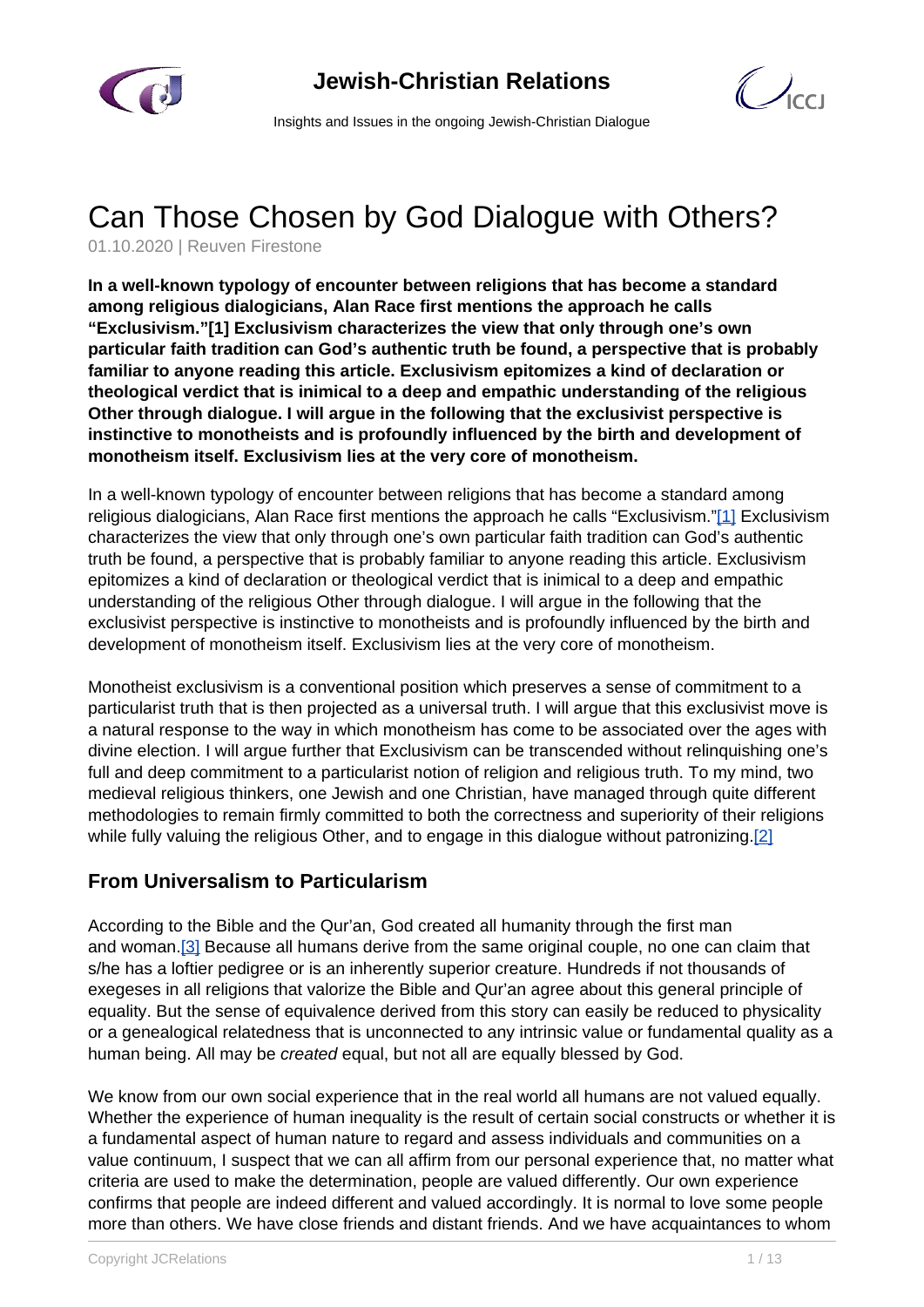# Can Those Chosen by God Dialogue with Others?

01.10.2020 | Reuven Firestone

**In a well-known typology of encounter between religions that has become a standard among religious dialogicians, Alan Race first mentions the approach he calls "Exclusivism."[1] Exclusivism characterizes the view that only through one's own particular faith tradition can God's authentic truth be found, a perspective that is probably familiar to anyone reading this article. Exclusivism epitomizes a kind of declaration or theological verdict that is inimical to a deep and empathic understanding of the religious Other through dialogue. I will argue in the following that the exclusivist perspective is instinctive to monotheists and is profoundly influenced by the birth and development of monotheism itself. Exclusivism lies at the very core of monotheism.**

In a well-known typology of encounter between religions that has become a standard among religious dialogicians, Alan Race first mentions the approach he calls "Exclusivism."[1] Exclusivism characterizes the view that only through one's own particular faith tradition can God's authentic truth be found, a perspective that is probably familiar to anyone reading this article. Exclusivism epitomizes a kind of declaration or theological verdict that is inimical to a deep and empathic understanding of the religious Other through dialogue. I will argue in the following that the exclusivist perspective is instinctive to monotheists and is profoundly influenced by the birth and development of monotheism itself. Exclusivism lies at the very core of monotheism.

Monotheist exclusivism is a conventional position which preserves a sense of commitment to a particularist truth that is then projected as a universal truth. I will argue that this exclusivist move is a natural response to the way in which monotheism has come to be associated over the ages with divine election. I will argue further that Exclusivism can be transcended without relinquishing one's full and deep commitment to a particularist notion of religion and religious truth. To my mind, two medieval religious thinkers, one Jewish and one Christian, have managed through quite different methodologies to remain firmly committed to both the correctness and superiority of their religions while fully valuing the religious Other, and to engage in this dialogue without patronizing.[2]

## From Universalism to Particularism

According to the Bible and the Qur'an, God created all humanity through the first man and woman.[3] Because all humans derive from the same original couple, no one can claim that s/he has a loftier pedigree or is an inherently superior creature. Hundreds if not thousands of exegeses in all religions that valorize the Bible and Qur'an agree about this general principle of equality. But the sense of equivalence derived from this story can easily be reduced to physicality or a genealogical relatedness that is unconnected to any intrinsic value or fundamental quality as a human being. All may be *created* equal, but not all are equally blessed by God.

We know from our own social experience that in the real world all humans are not valued equally. Whether the experience of human inequality is the result of certain social constructs or whether it is a fundamental aspect of human nature to regard and assess individuals and communities on a value continuum, I suspect that we can all affirm from our personal experience that, no matter what criteria are used to make the determination, people are valued differently. Our own experience confirms that people are indeed different and valued accordingly. It is normal to love some people more than others. We have close friends and distant friends. And we have acquaintances to whom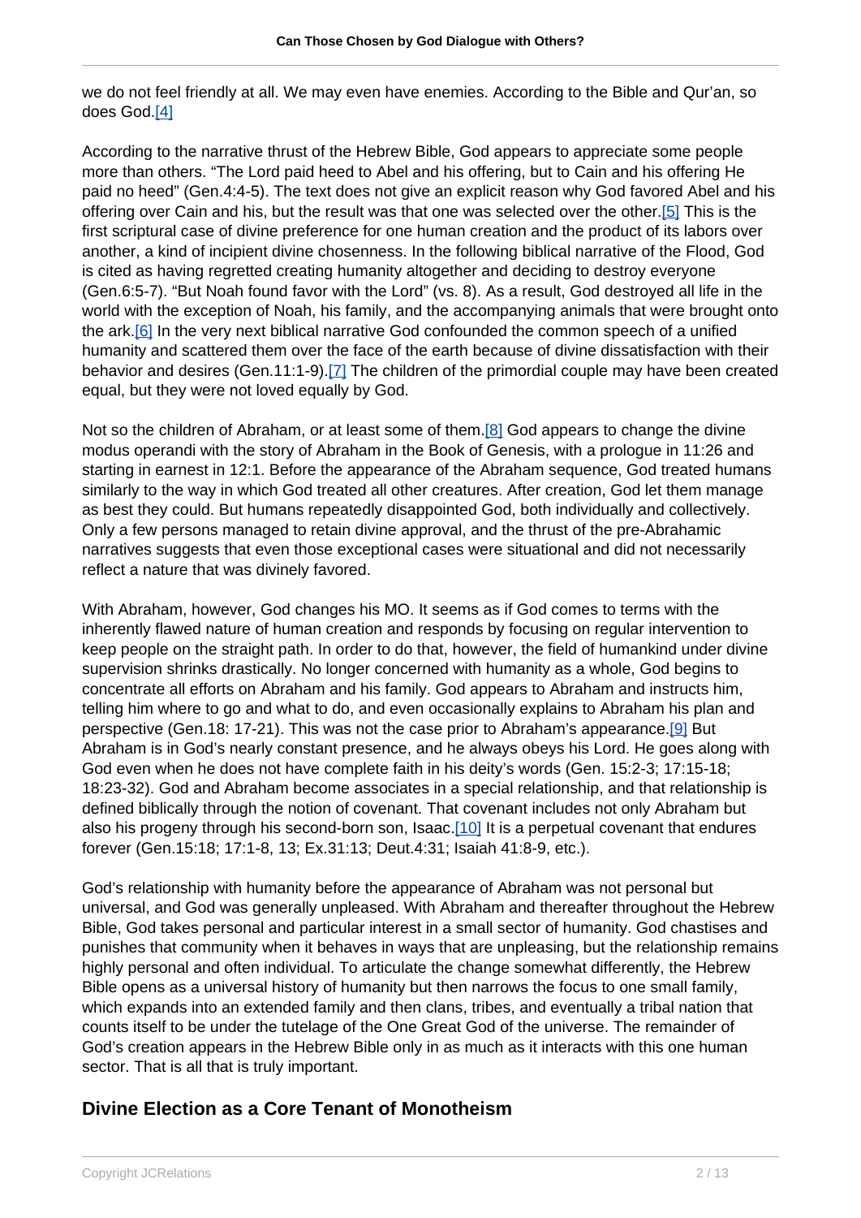we do not feel friendly at all. We may even have enemies. According to the Bible and Qur'an, so does God.[4]

According to the narrative thrust of the Hebrew Bible, God appears to appreciate some people more than others. "The Lord paid heed to Abel and his offering, but to Cain and his offering He paid no heed" (Gen.4:4-5). The text does not give an explicit reason why God favored Abel and his offering over Cain and his, but the result was that one was selected over the other.[5] This is the first scriptural case of divine preference for one human creation and the product of its labors over another, a kind of incipient divine chosenness. In the following biblical narrative of the Flood, God is cited as having regretted creating humanity altogether and deciding to destroy everyone (Gen.6:5-7). "But Noah found favor with the Lord" (vs. 8). As a result, God destroyed all life in the world with the exception of Noah, his family, and the accompanying animals that were brought onto the ark.[6] In the very next biblical narrative God confounded the common speech of a unified humanity and scattered them over the face of the earth because of divine dissatisfaction with their behavior and desires (Gen.11:1-9).[7] The children of the primordial couple may have been created equal, but they were not loved equally by God.

Not so the children of Abraham, or at least some of them.[8] God appears to change the divine modus operandi with the story of Abraham in the Book of Genesis, with a prologue in 11:26 and starting in earnest in 12:1. Before the appearance of the Abraham sequence, God treated humans similarly to the way in which God treated all other creatures. After creation, God let them manage as best they could. But humans repeatedly disappointed God, both individually and collectively. Only a few persons managed to retain divine approval, and the thrust of the pre-Abrahamic narratives suggests that even those exceptional cases were situational and did not necessarily reflect a nature that was divinely favored.

With Abraham, however, God changes his MO. It seems as if God comes to terms with the inherently flawed nature of human creation and responds by focusing on regular intervention to keep people on the straight path. In order to do that, however, the field of humankind under divine supervision shrinks drastically. No longer concerned with humanity as a whole, God begins to concentrate all efforts on Abraham and his family. God appears to Abraham and instructs him, telling him where to go and what to do, and even occasionally explains to Abraham his plan and perspective (Gen.18: 17-21). This was not the case prior to Abraham's appearance.[9] But Abraham is in God's nearly constant presence, and he always obeys his Lord. He goes along with God even when he does not have complete faith in his deity's words (Gen. 15:2-3; 17:15-18; 18:23-32). God and Abraham become associates in a special relationship, and that relationship is defined biblically through the notion of covenant. That covenant includes not only Abraham but also his progeny through his second-born son, Isaac.[10] It is a perpetual covenant that endures forever (Gen.15:18; 17:1-8, 13; Ex.31:13; Deut.4:31; Isaiah 41:8-9, etc.).

God's relationship with humanity before the appearance of Abraham was not personal but universal, and God was generally unpleased. With Abraham and thereafter throughout the Hebrew Bible, God takes personal and particular interest in a small sector of humanity. God chastises and punishes that community when it behaves in ways that are unpleasing, but the relationship remains highly personal and often individual. To articulate the change somewhat differently, the Hebrew Bible opens as a universal history of humanity but then narrows the focus to one small family, which expands into an extended family and then clans, tribes, and eventually a tribal nation that counts itself to be under the tutelage of the One Great God of the universe. The remainder of God's creation appears in the Hebrew Bible only in as much as it interacts with this one human sector. That is all that is truly important.

## Divine Election as a Core Tenant of Monotheism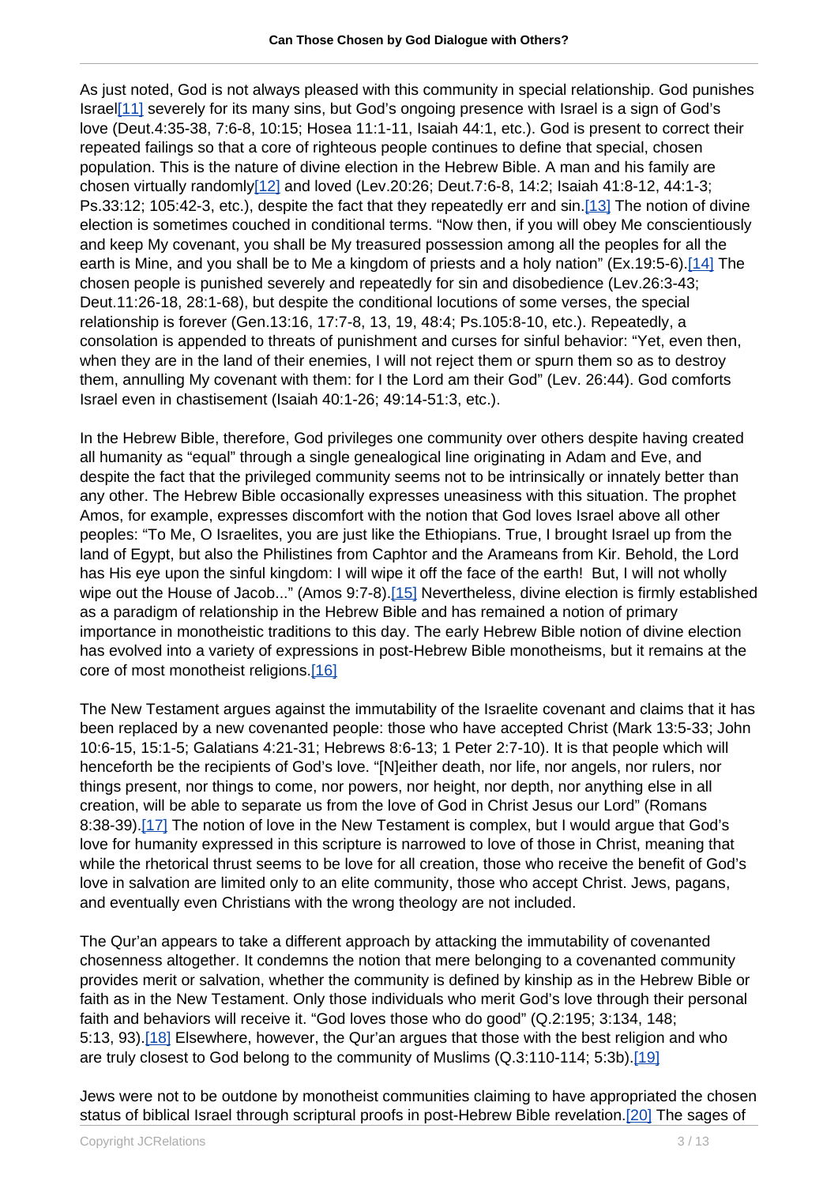As just noted, God is not always pleased with this community in special relationship. God punishes Israel[11] severely for its many sins, but God's ongoing presence with Israel is a sign of God's love (Deut.4:35-38, 7:6-8, 10:15; Hosea 11:1-11, Isaiah 44:1, etc.). God is present to correct their repeated failings so that a core of righteous people continues to define that special, chosen population. This is the nature of divine election in the Hebrew Bible. A man and his family are chosen virtually randomly[12] and loved (Lev.20:26; Deut.7:6-8, 14:2; Isaiah 41:8-12, 44:1-3; Ps.33:12; 105:42-3, etc.), despite the fact that they repeatedly err and sin.[13] The notion of divine election is sometimes couched in conditional terms. "Now then, if you will obey Me conscientiously and keep My covenant, you shall be My treasured possession among all the peoples for all the earth is Mine, and you shall be to Me a kingdom of priests and a holy nation" (Ex.19:5-6).[14] The chosen people is punished severely and repeatedly for sin and disobedience (Lev.26:3-43; Deut.11:26-18, 28:1-68), but despite the conditional locutions of some verses, the special relationship is forever (Gen.13:16, 17:7-8, 13, 19, 48:4; Ps.105:8-10, etc.). Repeatedly, a consolation is appended to threats of punishment and curses for sinful behavior: "Yet, even then, when they are in the land of their enemies, I will not reject them or spurn them so as to destroy them, annulling My covenant with them: for I the Lord am their God" (Lev. 26:44). God comforts Israel even in chastisement (Isaiah 40:1-26; 49:14-51:3, etc.).

In the Hebrew Bible, therefore, God privileges one community over others despite having created all humanity as "equal" through a single genealogical line originating in Adam and Eve, and despite the fact that the privileged community seems not to be intrinsically or innately better than any other. The Hebrew Bible occasionally expresses uneasiness with this situation. The prophet Amos, for example, expresses discomfort with the notion that God loves Israel above all other peoples: "To Me, O Israelites, you are just like the Ethiopians. True, I brought Israel up from the land of Egypt, but also the Philistines from Caphtor and the Arameans from Kir. Behold, the Lord has His eye upon the sinful kingdom: I will wipe it off the face of the earth! But, I will not wholly wipe out the House of Jacob..." (Amos 9:7-8).[15] Nevertheless, divine election is firmly established as a paradigm of relationship in the Hebrew Bible and has remained a notion of primary importance in monotheistic traditions to this day. The early Hebrew Bible notion of divine election has evolved into a variety of expressions in post-Hebrew Bible monotheisms, but it remains at the core of most monotheist religions.[16]

The New Testament argues against the immutability of the Israelite covenant and claims that it has been replaced by a new covenanted people: those who have accepted Christ (Mark 13:5-33; John 10:6-15, 15:1-5; Galatians 4:21-31; Hebrews 8:6-13; 1 Peter 2:7-10). It is that people which will henceforth be the recipients of God's love. "[N]either death, nor life, nor angels, nor rulers, nor things present, nor things to come, nor powers, nor height, nor depth, nor anything else in all creation, will be able to separate us from the love of God in Christ Jesus our Lord" (Romans 8:38-39).[17] The notion of love in the New Testament is complex, but I would argue that God's love for humanity expressed in this scripture is narrowed to love of those in Christ, meaning that while the rhetorical thrust seems to be love for all creation, those who receive the benefit of God's love in salvation are limited only to an elite community, those who accept Christ. Jews, pagans, and eventually even Christians with the wrong theology are not included.

The Qur'an appears to take a different approach by attacking the immutability of covenanted chosenness altogether. It condemns the notion that mere belonging to a covenanted community provides merit or salvation, whether the community is defined by kinship as in the Hebrew Bible or faith as in the New Testament. Only those individuals who merit God's love through their personal faith and behaviors will receive it. "God loves those who do good" (Q.2:195; 3:134, 148; 5:13, 93).[18] Elsewhere, however, the Qur'an argues that those with the best religion and who are truly closest to God belong to the community of Muslims (Q.3:110-114; 5:3b).[19]

Jews were not to be outdone by monotheist communities claiming to have appropriated the chosen status of biblical Israel through scriptural proofs in post-Hebrew Bible revelation.[20] The sages of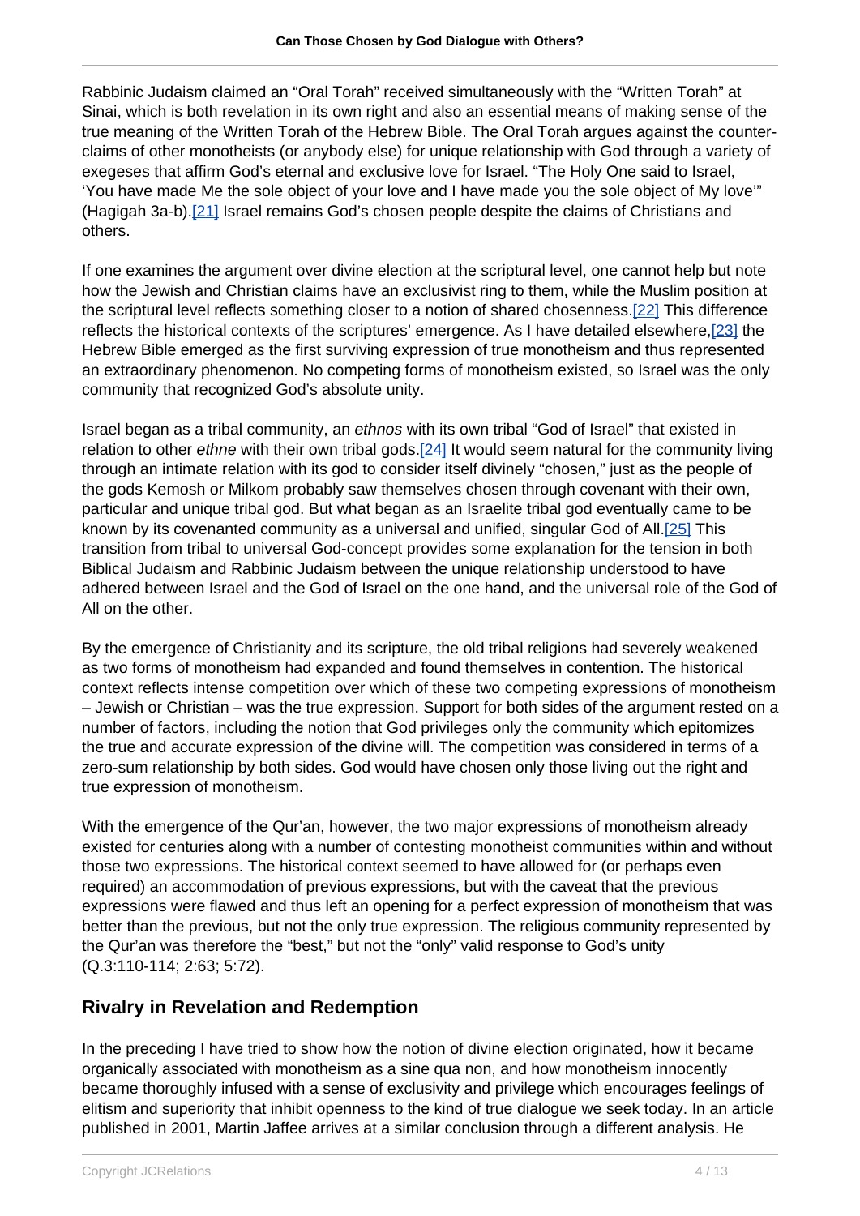Rabbinic Judaism claimed an "Oral Torah" received simultaneously with the "Written Torah" at Sinai, which is both revelation in its own right and also an essential means of making sense of the true meaning of the Written Torah of the Hebrew Bible. The Oral Torah argues against the counter-claims of other monotheists (or anybody else) for unique relationship with God through a variety of exegeses that affirm God's eternal and exclusive love for Israel. "The Holy One said to Israel, 'You have made Me the sole object of your love and I have made you the sole object of My love'" (Hagigah 3a-b).[21] Israel remains God's chosen people despite the claims of Christians and others.

If one examines the argument over divine election at the scriptural level, one cannot help but note how the Jewish and Christian claims have an exclusivist ring to them, while the Muslim position at the scriptural level reflects something closer to a notion of shared chosenness.[22] This difference reflects the historical contexts of the scriptures' emergence. As I have detailed elsewhere,[23] the Hebrew Bible emerged as the first surviving expression of true monotheism and thus represented an extraordinary phenomenon. No competing forms of monotheism existed, so Israel was the only community that recognized God's absolute unity.

Israel began as a tribal community, an *ethnos* with its own tribal "God of Israel" that existed in relation to other *ethne* with their own tribal gods.[24] It would seem natural for the community living through an intimate relation with its god to consider itself divinely "chosen," just as the people of the gods Kemosh or Milkom probably saw themselves chosen through covenant with their own, particular and unique tribal god. But what began as an Israelite tribal god eventually came to be known by its covenanted community as a universal and unified, singular God of All.[25] This transition from tribal to universal God-concept provides some explanation for the tension in both Biblical Judaism and Rabbinic Judaism between the unique relationship understood to have adhered between Israel and the God of Israel on the one hand, and the universal role of the God of All on the other.

By the emergence of Christianity and its scripture, the old tribal religions had severely weakened as two forms of monotheism had expanded and found themselves in contention. The historical context reflects intense competition over which of these two competing expressions of monotheism – Jewish or Christian – was the true expression. Support for both sides of the argument rested on a number of factors, including the notion that God privileges only the community which epitomizes the true and accurate expression of the divine will. The competition was considered in terms of a zero-sum relationship by both sides. God would have chosen only those living out the right and true expression of monotheism.

With the emergence of the Qur'an, however, the two major expressions of monotheism already existed for centuries along with a number of contesting monotheist communities within and without those two expressions. The historical context seemed to have allowed for (or perhaps even required) an accommodation of previous expressions, but with the caveat that the previous expressions were flawed and thus left an opening for a perfect expression of monotheism that was better than the previous, but not the only true expression. The religious community represented by the Qur'an was therefore the "best," but not the "only" valid response to God's unity (Q.3:110-114; 2:63; 5:72).

## Rivalry in Revelation and Redemption

In the preceding I have tried to show how the notion of divine election originated, how it became organically associated with monotheism as a sine qua non, and how monotheism innocently became thoroughly infused with a sense of exclusivity and privilege which encourages feelings of elitism and superiority that inhibit openness to the kind of true dialogue we seek today. In an article published in 2001, Martin Jaffee arrives at a similar conclusion through a different analysis. He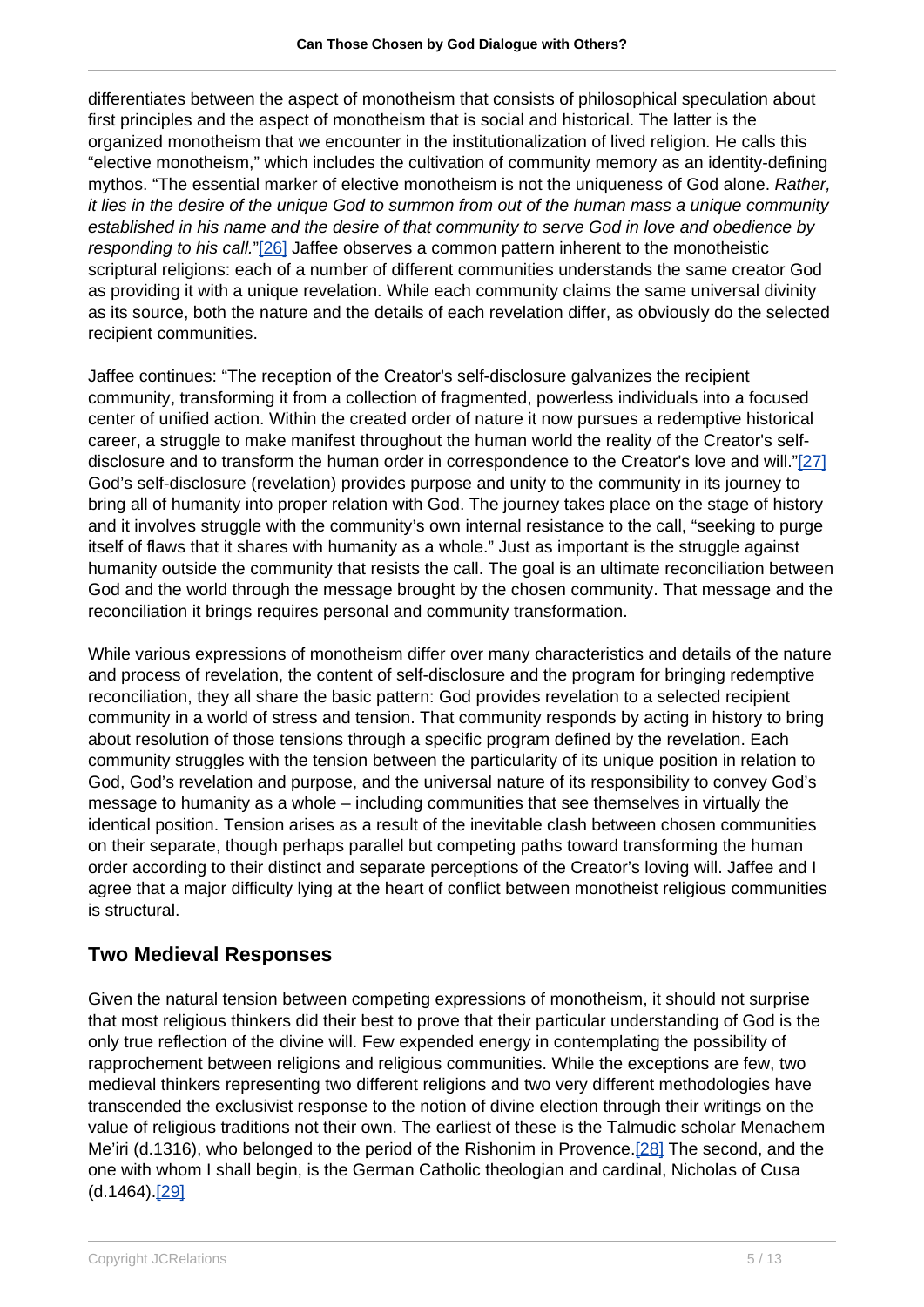differentiates between the aspect of monotheism that consists of philosophical speculation about first principles and the aspect of monotheism that is social and historical. The latter is the organized monotheism that we encounter in the institutionalization of lived religion. He calls this "elective monotheism," which includes the cultivation of community memory as an identity-defining mythos. "The essential marker of elective monotheism is not the uniqueness of God alone. *Rather, it lies in the desire of the unique God to summon from out of the human mass a unique community established in his name and the desire of that community to serve God in love and obedience by responding to his call.*"[26] Jaffee observes a common pattern inherent to the monotheistic scriptural religions: each of a number of different communities understands the same creator God as providing it with a unique revelation. While each community claims the same universal divinity as its source, both the nature and the details of each revelation differ, as obviously do the selected recipient communities.

Jaffee continues: "The reception of the Creator's self-disclosure galvanizes the recipient community, transforming it from a collection of fragmented, powerless individuals into a focused center of unified action. Within the created order of nature it now pursues a redemptive historical career, a struggle to make manifest throughout the human world the reality of the Creator's self-disclosure and to transform the human order in correspondence to the Creator's love and will."[27] God's self-disclosure (revelation) provides purpose and unity to the community in its journey to bring all of humanity into proper relation with God. The journey takes place on the stage of history and it involves struggle with the community's own internal resistance to the call, "seeking to purge itself of flaws that it shares with humanity as a whole." Just as important is the struggle against humanity outside the community that resists the call. The goal is an ultimate reconciliation between God and the world through the message brought by the chosen community. That message and the reconciliation it brings requires personal and community transformation.

While various expressions of monotheism differ over many characteristics and details of the nature and process of revelation, the content of self-disclosure and the program for bringing redemptive reconciliation, they all share the basic pattern: God provides revelation to a selected recipient community in a world of stress and tension. That community responds by acting in history to bring about resolution of those tensions through a specific program defined by the revelation. Each community struggles with the tension between the particularity of its unique position in relation to God, God's revelation and purpose, and the universal nature of its responsibility to convey God's message to humanity as a whole – including communities that see themselves in virtually the identical position. Tension arises as a result of the inevitable clash between chosen communities on their separate, though perhaps parallel but competing paths toward transforming the human order according to their distinct and separate perceptions of the Creator's loving will. Jaffee and I agree that a major difficulty lying at the heart of conflict between monotheist religious communities is structural.

## Two Medieval Responses

Given the natural tension between competing expressions of monotheism, it should not surprise that most religious thinkers did their best to prove that their particular understanding of God is the only true reflection of the divine will. Few expended energy in contemplating the possibility of rapprochement between religions and religious communities. While the exceptions are few, two medieval thinkers representing two different religions and two very different methodologies have transcended the exclusivist response to the notion of divine election through their writings on the value of religious traditions not their own. The earliest of these is the Talmudic scholar Menachem Me'iri (d.1316), who belonged to the period of the Rishonim in Provence.[28] The second, and the one with whom I shall begin, is the German Catholic theologian and cardinal, Nicholas of Cusa (d.1464).[29]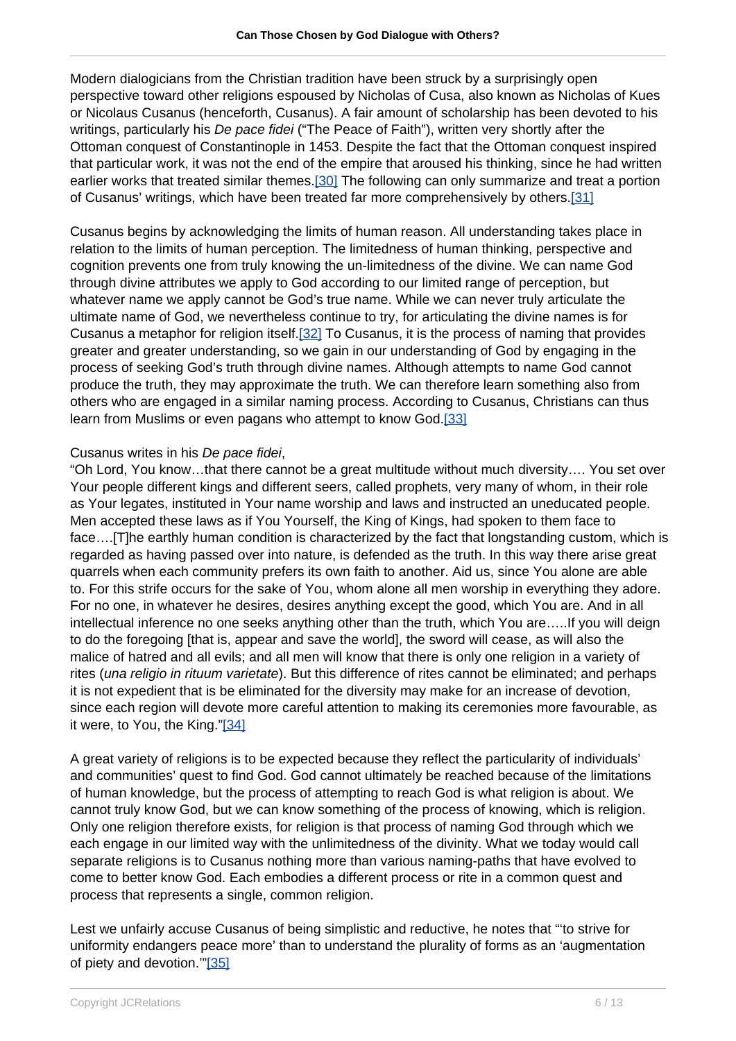Modern dialogicians from the Christian tradition have been struck by a surprisingly open perspective toward other religions espoused by Nicholas of Cusa, also known as Nicholas of Kues or Nicolaus Cusanus (henceforth, Cusanus). A fair amount of scholarship has been devoted to his writings, particularly his *De pace fidei* ("The Peace of Faith"), written very shortly after the Ottoman conquest of Constantinople in 1453. Despite the fact that the Ottoman conquest inspired that particular work, it was not the end of the empire that aroused his thinking, since he had written earlier works that treated similar themes.[30] The following can only summarize and treat a portion of Cusanus' writings, which have been treated far more comprehensively by others.[31]

Cusanus begins by acknowledging the limits of human reason. All understanding takes place in relation to the limits of human perception. The limitedness of human thinking, perspective and cognition prevents one from truly knowing the un-limitedness of the divine. We can name God through divine attributes we apply to God according to our limited range of perception, but whatever name we apply cannot be God's true name. While we can never truly articulate the ultimate name of God, we nevertheless continue to try, for articulating the divine names is for Cusanus a metaphor for religion itself.[32] To Cusanus, it is the process of naming that provides greater and greater understanding, so we gain in our understanding of God by engaging in the process of seeking God's truth through divine names. Although attempts to name God cannot produce the truth, they may approximate the truth. We can therefore learn something also from others who are engaged in a similar naming process. According to Cusanus, Christians can thus learn from Muslims or even pagans who attempt to know God.[33]

Cusanus writes in his *De pace fidei*,

"Oh Lord, You know…that there cannot be a great multitude without much diversity…. You set over Your people different kings and different seers, called prophets, very many of whom, in their role as Your legates, instituted in Your name worship and laws and instructed an uneducated people. Men accepted these laws as if You Yourself, the King of Kings, had spoken to them face to face….[T]he earthly human condition is characterized by the fact that longstanding custom, which is regarded as having passed over into nature, is defended as the truth. In this way there arise great quarrels when each community prefers its own faith to another. Aid us, since You alone are able to. For this strife occurs for the sake of You, whom alone all men worship in everything they adore. For no one, in whatever he desires, desires anything except the good, which You are. And in all intellectual inference no one seeks anything other than the truth, which You are…..If you will deign to do the foregoing [that is, appear and save the world], the sword will cease, as will also the malice of hatred and all evils; and all men will know that there is only one religion in a variety of rites (*una religio in rituum varietate*). But this difference of rites cannot be eliminated; and perhaps it is not expedient that is be eliminated for the diversity may make for an increase of devotion, since each region will devote more careful attention to making its ceremonies more favourable, as it were, to You, the King."[34]

A great variety of religions is to be expected because they reflect the particularity of individuals' and communities' quest to find God. God cannot ultimately be reached because of the limitations of human knowledge, but the process of attempting to reach God is what religion is about. We cannot truly know God, but we can know something of the process of knowing, which is religion. Only one religion therefore exists, for religion is that process of naming God through which we each engage in our limited way with the unlimitedness of the divinity. What we today would call separate religions is to Cusanus nothing more than various naming-paths that have evolved to come to better know God. Each embodies a different process or rite in a common quest and process that represents a single, common religion.

Lest we unfairly accuse Cusanus of being simplistic and reductive, he notes that "'to strive for uniformity endangers peace more' than to understand the plurality of forms as an 'augmentation of piety and devotion.'"[35]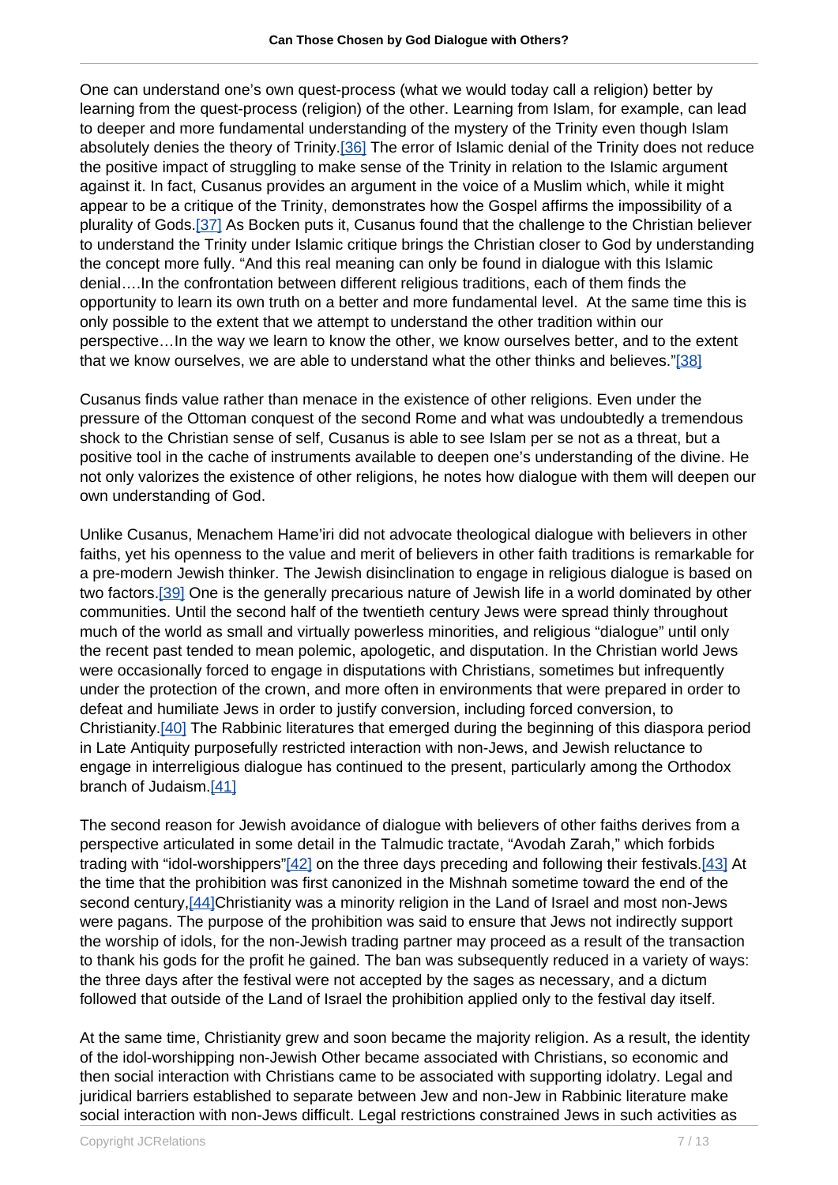One can understand one's own quest-process (what we would today call a religion) better by learning from the quest-process (religion) of the other. Learning from Islam, for example, can lead to deeper and more fundamental understanding of the mystery of the Trinity even though Islam absolutely denies the theory of Trinity.[36] The error of Islamic denial of the Trinity does not reduce the positive impact of struggling to make sense of the Trinity in relation to the Islamic argument against it. In fact, Cusanus provides an argument in the voice of a Muslim which, while it might appear to be a critique of the Trinity, demonstrates how the Gospel affirms the impossibility of a plurality of Gods.[37] As Bocken puts it, Cusanus found that the challenge to the Christian believer to understand the Trinity under Islamic critique brings the Christian closer to God by understanding the concept more fully. "And this real meaning can only be found in dialogue with this Islamic denial….In the confrontation between different religious traditions, each of them finds the opportunity to learn its own truth on a better and more fundamental level. At the same time this is only possible to the extent that we attempt to understand the other tradition within our perspective…In the way we learn to know the other, we know ourselves better, and to the extent that we know ourselves, we are able to understand what the other thinks and believes."[38]

Cusanus finds value rather than menace in the existence of other religions. Even under the pressure of the Ottoman conquest of the second Rome and what was undoubtedly a tremendous shock to the Christian sense of self, Cusanus is able to see Islam per se not as a threat, but a positive tool in the cache of instruments available to deepen one's understanding of the divine. He not only valorizes the existence of other religions, he notes how dialogue with them will deepen our own understanding of God.

Unlike Cusanus, Menachem Hame'iri did not advocate theological dialogue with believers in other faiths, yet his openness to the value and merit of believers in other faith traditions is remarkable for a pre-modern Jewish thinker. The Jewish disinclination to engage in religious dialogue is based on two factors.[39] One is the generally precarious nature of Jewish life in a world dominated by other communities. Until the second half of the twentieth century Jews were spread thinly throughout much of the world as small and virtually powerless minorities, and religious "dialogue" until only the recent past tended to mean polemic, apologetic, and disputation. In the Christian world Jews were occasionally forced to engage in disputations with Christians, sometimes but infrequently under the protection of the crown, and more often in environments that were prepared in order to defeat and humiliate Jews in order to justify conversion, including forced conversion, to Christianity.[40] The Rabbinic literatures that emerged during the beginning of this diaspora period in Late Antiquity purposefully restricted interaction with non-Jews, and Jewish reluctance to engage in interreligious dialogue has continued to the present, particularly among the Orthodox branch of Judaism.[41]

The second reason for Jewish avoidance of dialogue with believers of other faiths derives from a perspective articulated in some detail in the Talmudic tractate, "Avodah Zarah," which forbids trading with "idol-worshippers"[42] on the three days preceding and following their festivals.[43] At the time that the prohibition was first canonized in the Mishnah sometime toward the end of the second century,[44]Christianity was a minority religion in the Land of Israel and most non-Jews were pagans. The purpose of the prohibition was said to ensure that Jews not indirectly support the worship of idols, for the non-Jewish trading partner may proceed as a result of the transaction to thank his gods for the profit he gained. The ban was subsequently reduced in a variety of ways: the three days after the festival were not accepted by the sages as necessary, and a dictum followed that outside of the Land of Israel the prohibition applied only to the festival day itself.

At the same time, Christianity grew and soon became the majority religion. As a result, the identity of the idol-worshipping non-Jewish Other became associated with Christians, so economic and then social interaction with Christians came to be associated with supporting idolatry. Legal and juridical barriers established to separate between Jew and non-Jew in Rabbinic literature make social interaction with non-Jews difficult. Legal restrictions constrained Jews in such activities as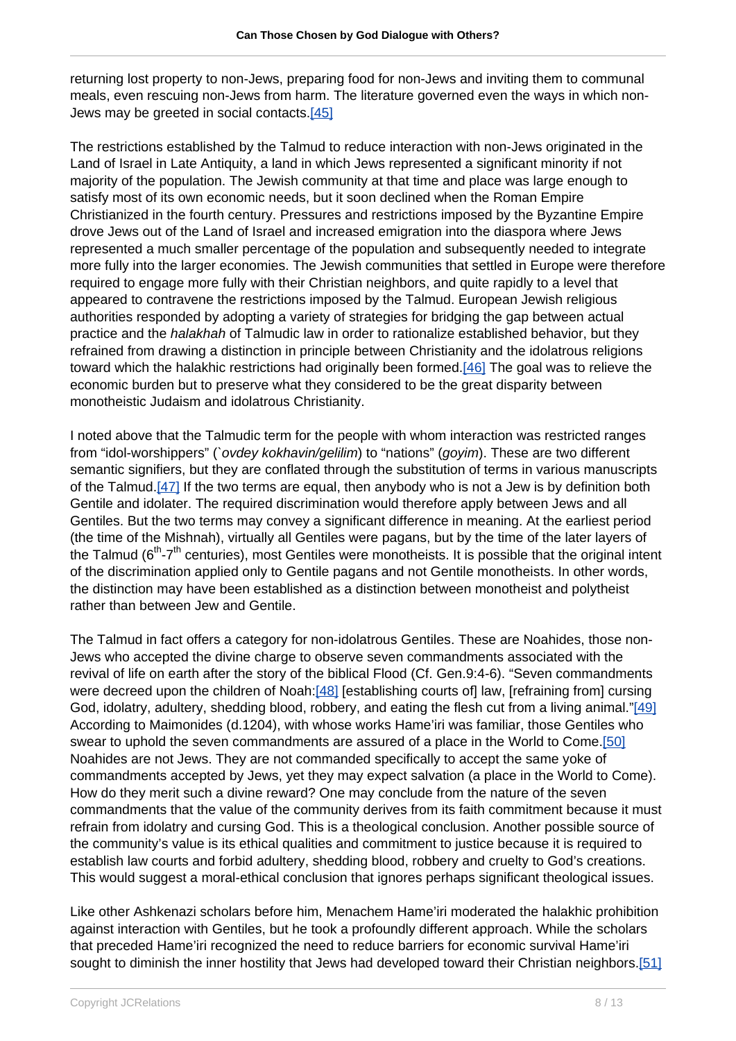returning lost property to non-Jews, preparing food for non-Jews and inviting them to communal meals, even rescuing non-Jews from harm. The literature governed even the ways in which non-Jews may be greeted in social contacts.[45]

The restrictions established by the Talmud to reduce interaction with non-Jews originated in the Land of Israel in Late Antiquity, a land in which Jews represented a significant minority if not majority of the population. The Jewish community at that time and place was large enough to satisfy most of its own economic needs, but it soon declined when the Roman Empire Christianized in the fourth century. Pressures and restrictions imposed by the Byzantine Empire drove Jews out of the Land of Israel and increased emigration into the diaspora where Jews represented a much smaller percentage of the population and subsequently needed to integrate more fully into the larger economies. The Jewish communities that settled in Europe were therefore required to engage more fully with their Christian neighbors, and quite rapidly to a level that appeared to contravene the restrictions imposed by the Talmud. European Jewish religious authorities responded by adopting a variety of strategies for bridging the gap between actual practice and the *halakhah* of Talmudic law in order to rationalize established behavior, but they refrained from drawing a distinction in principle between Christianity and the idolatrous religions toward which the halakhic restrictions had originally been formed.[46] The goal was to relieve the economic burden but to preserve what they considered to be the great disparity between monotheistic Judaism and idolatrous Christianity.

I noted above that the Talmudic term for the people with whom interaction was restricted ranges from "idol-worshippers" (*`ovdey kokhavin/gelilim*) to "nations" (*goyim*). These are two different semantic signifiers, but they are conflated through the substitution of terms in various manuscripts of the Talmud.[47] If the two terms are equal, then anybody who is not a Jew is by definition both Gentile and idolater. The required discrimination would therefore apply between Jews and all Gentiles. But the two terms may convey a significant difference in meaning. At the earliest period (the time of the Mishnah), virtually all Gentiles were pagans, but by the time of the later layers of the Talmud (6th-7th centuries), most Gentiles were monotheists. It is possible that the original intent of the discrimination applied only to Gentile pagans and not Gentile monotheists. In other words, the distinction may have been established as a distinction between monotheist and polytheist rather than between Jew and Gentile.

The Talmud in fact offers a category for non-idolatrous Gentiles. These are Noahides, those non-Jews who accepted the divine charge to observe seven commandments associated with the revival of life on earth after the story of the biblical Flood (Cf. Gen.9:4-6). "Seven commandments were decreed upon the children of Noah:[48] [establishing courts of] law, [refraining from] cursing God, idolatry, adultery, shedding blood, robbery, and eating the flesh cut from a living animal."[49] According to Maimonides (d.1204), with whose works Hame'iri was familiar, those Gentiles who swear to uphold the seven commandments are assured of a place in the World to Come.[50] Noahides are not Jews. They are not commanded specifically to accept the same yoke of commandments accepted by Jews, yet they may expect salvation (a place in the World to Come). How do they merit such a divine reward? One may conclude from the nature of the seven commandments that the value of the community derives from its faith commitment because it must refrain from idolatry and cursing God. This is a theological conclusion. Another possible source of the community's value is its ethical qualities and commitment to justice because it is required to establish law courts and forbid adultery, shedding blood, robbery and cruelty to God's creations. This would suggest a moral-ethical conclusion that ignores perhaps significant theological issues.

Like other Ashkenazi scholars before him, Menachem Hame'iri moderated the halakhic prohibition against interaction with Gentiles, but he took a profoundly different approach. While the scholars that preceded Hame'iri recognized the need to reduce barriers for economic survival Hame'iri sought to diminish the inner hostility that Jews had developed toward their Christian neighbors.[51]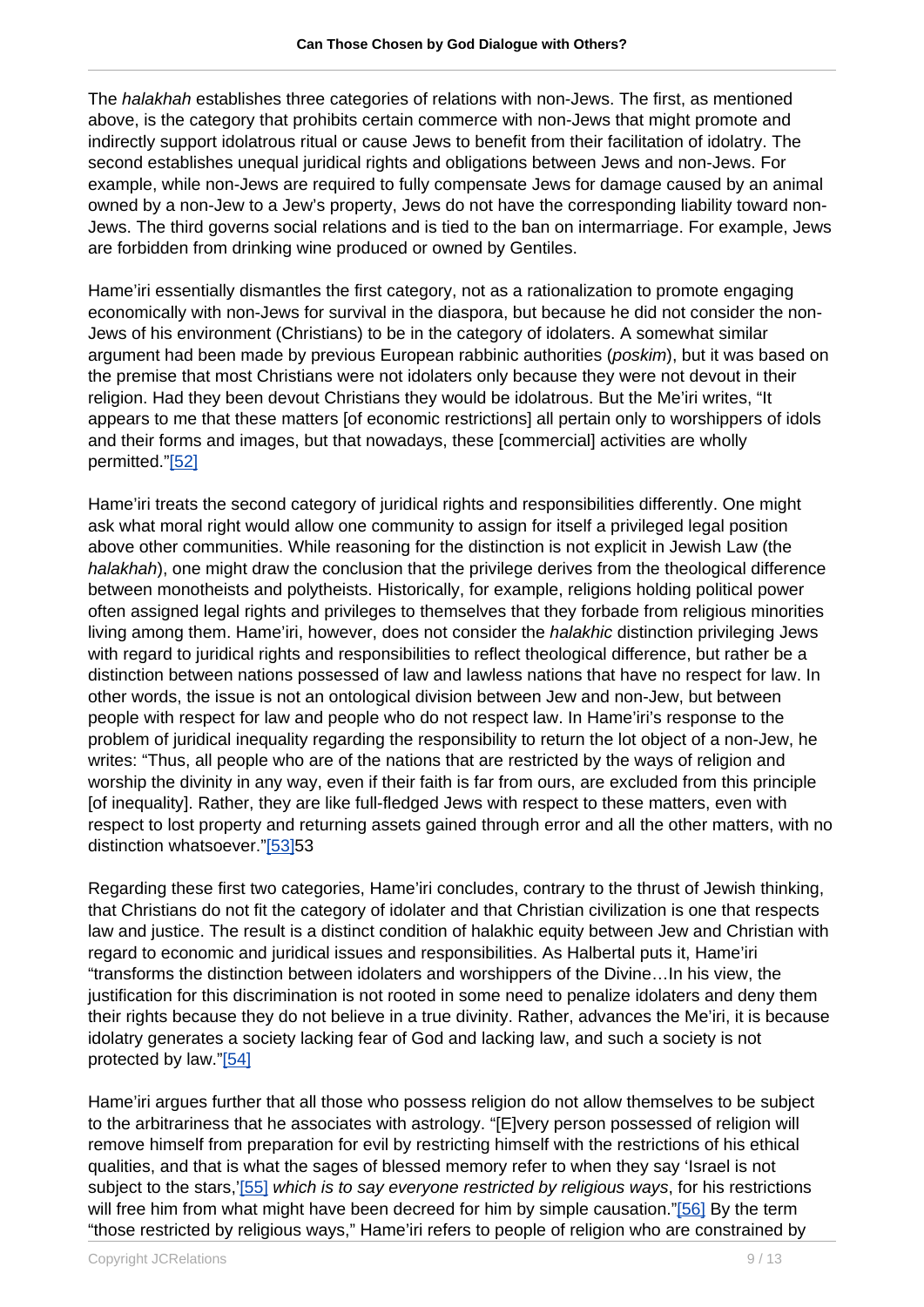The *halakhah* establishes three categories of relations with non-Jews. The first, as mentioned above, is the category that prohibits certain commerce with non-Jews that might promote and indirectly support idolatrous ritual or cause Jews to benefit from their facilitation of idolatry. The second establishes unequal juridical rights and obligations between Jews and non-Jews. For example, while non-Jews are required to fully compensate Jews for damage caused by an animal owned by a non-Jew to a Jew's property, Jews do not have the corresponding liability toward non-Jews. The third governs social relations and is tied to the ban on intermarriage. For example, Jews are forbidden from drinking wine produced or owned by Gentiles.

Hame'iri essentially dismantles the first category, not as a rationalization to promote engaging economically with non-Jews for survival in the diaspora, but because he did not consider the non-Jews of his environment (Christians) to be in the category of idolaters. A somewhat similar argument had been made by previous European rabbinic authorities (*poskim*), but it was based on the premise that most Christians were not idolaters only because they were not devout in their religion. Had they been devout Christians they would be idolatrous. But the Me'iri writes, "It appears to me that these matters [of economic restrictions] all pertain only to worshippers of idols and their forms and images, but that nowadays, these [commercial] activities are wholly permitted."[52]

Hame'iri treats the second category of juridical rights and responsibilities differently. One might ask what moral right would allow one community to assign for itself a privileged legal position above other communities. While reasoning for the distinction is not explicit in Jewish Law (the *halakhah*), one might draw the conclusion that the privilege derives from the theological difference between monotheists and polytheists. Historically, for example, religions holding political power often assigned legal rights and privileges to themselves that they forbade from religious minorities living among them. Hame'iri, however, does not consider the *halakhic* distinction privileging Jews with regard to juridical rights and responsibilities to reflect theological difference, but rather be a distinction between nations possessed of law and lawless nations that have no respect for law. In other words, the issue is not an ontological division between Jew and non-Jew, but between people with respect for law and people who do not respect law. In Hame'iri's response to the problem of juridical inequality regarding the responsibility to return the lot object of a non-Jew, he writes: "Thus, all people who are of the nations that are restricted by the ways of religion and worship the divinity in any way, even if their faith is far from ours, are excluded from this principle [of inequality]. Rather, they are like full-fledged Jews with respect to these matters, even with respect to lost property and returning assets gained through error and all the other matters, with no distinction whatsoever."[53]53

Regarding these first two categories, Hame'iri concludes, contrary to the thrust of Jewish thinking, that Christians do not fit the category of idolater and that Christian civilization is one that respects law and justice. The result is a distinct condition of halakhic equity between Jew and Christian with regard to economic and juridical issues and responsibilities. As Halbertal puts it, Hame'iri "transforms the distinction between idolaters and worshippers of the Divine…In his view, the justification for this discrimination is not rooted in some need to penalize idolaters and deny them their rights because they do not believe in a true divinity. Rather, advances the Me'iri, it is because idolatry generates a society lacking fear of God and lacking law, and such a society is not protected by law."[54]

Hame'iri argues further that all those who possess religion do not allow themselves to be subject to the arbitrariness that he associates with astrology. "[E]very person possessed of religion will remove himself from preparation for evil by restricting himself with the restrictions of his ethical qualities, and that is what the sages of blessed memory refer to when they say 'Israel is not subject to the stars,'[55] *which is to say everyone restricted by religious ways*, for his restrictions will free him from what might have been decreed for him by simple causation."[56] By the term "those restricted by religious ways," Hame'iri refers to people of religion who are constrained by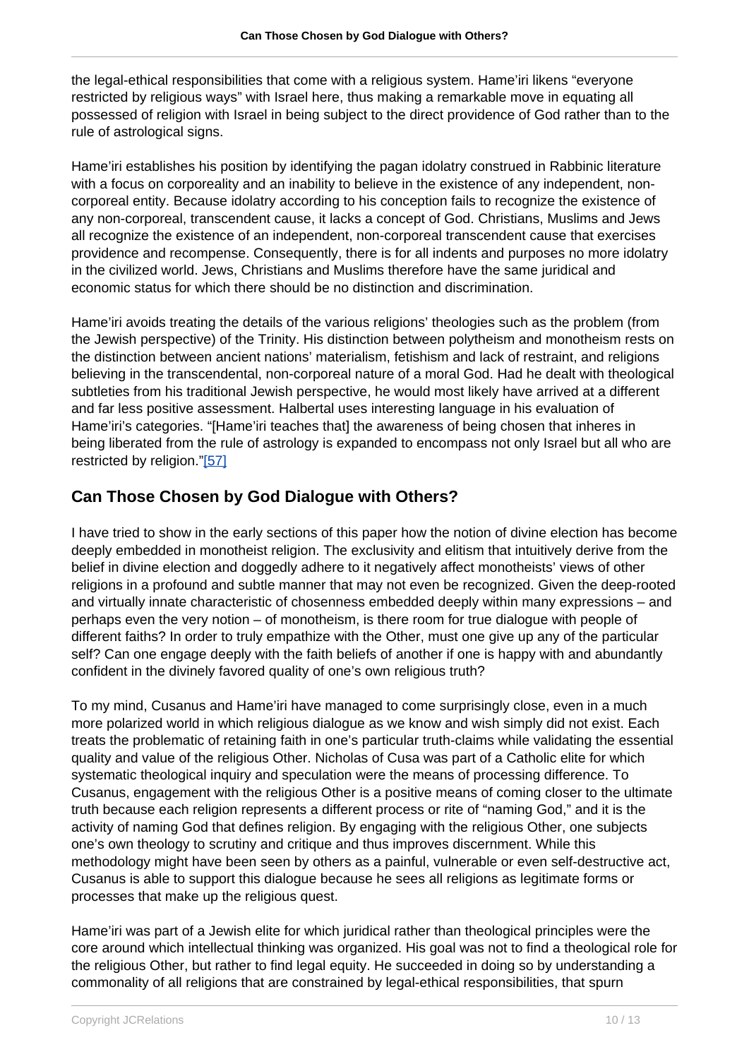the legal-ethical responsibilities that come with a religious system. Hame'iri likens "everyone restricted by religious ways" with Israel here, thus making a remarkable move in equating all possessed of religion with Israel in being subject to the direct providence of God rather than to the rule of astrological signs.

Hame'iri establishes his position by identifying the pagan idolatry construed in Rabbinic literature with a focus on corporeality and an inability to believe in the existence of any independent, non-corporeal entity. Because idolatry according to his conception fails to recognize the existence of any non-corporeal, transcendent cause, it lacks a concept of God. Christians, Muslims and Jews all recognize the existence of an independent, non-corporeal transcendent cause that exercises providence and recompense. Consequently, there is for all indents and purposes no more idolatry in the civilized world. Jews, Christians and Muslims therefore have the same juridical and economic status for which there should be no distinction and discrimination.

Hame'iri avoids treating the details of the various religions' theologies such as the problem (from the Jewish perspective) of the Trinity. His distinction between polytheism and monotheism rests on the distinction between ancient nations' materialism, fetishism and lack of restraint, and religions believing in the transcendental, non-corporeal nature of a moral God. Had he dealt with theological subtleties from his traditional Jewish perspective, he would most likely have arrived at a different and far less positive assessment. Halbertal uses interesting language in his evaluation of Hame'iri's categories. "[Hame'iri teaches that] the awareness of being chosen that inheres in being liberated from the rule of astrology is expanded to encompass not only Israel but all who are restricted by religion."[57]

## Can Those Chosen by God Dialogue with Others?

I have tried to show in the early sections of this paper how the notion of divine election has become deeply embedded in monotheist religion. The exclusivity and elitism that intuitively derive from the belief in divine election and doggedly adhere to it negatively affect monotheists' views of other religions in a profound and subtle manner that may not even be recognized. Given the deep-rooted and virtually innate characteristic of chosenness embedded deeply within many expressions – and perhaps even the very notion – of monotheism, is there room for true dialogue with people of different faiths? In order to truly empathize with the Other, must one give up any of the particular self? Can one engage deeply with the faith beliefs of another if one is happy with and abundantly confident in the divinely favored quality of one's own religious truth?

To my mind, Cusanus and Hame'iri have managed to come surprisingly close, even in a much more polarized world in which religious dialogue as we know and wish simply did not exist. Each treats the problematic of retaining faith in one's particular truth-claims while validating the essential quality and value of the religious Other. Nicholas of Cusa was part of a Catholic elite for which systematic theological inquiry and speculation were the means of processing difference. To Cusanus, engagement with the religious Other is a positive means of coming closer to the ultimate truth because each religion represents a different process or rite of "naming God," and it is the activity of naming God that defines religion. By engaging with the religious Other, one subjects one's own theology to scrutiny and critique and thus improves discernment. While this methodology might have been seen by others as a painful, vulnerable or even self-destructive act, Cusanus is able to support this dialogue because he sees all religions as legitimate forms or processes that make up the religious quest.

Hame'iri was part of a Jewish elite for which juridical rather than theological principles were the core around which intellectual thinking was organized. His goal was not to find a theological role for the religious Other, but rather to find legal equity. He succeeded in doing so by understanding a commonality of all religions that are constrained by legal-ethical responsibilities, that spurn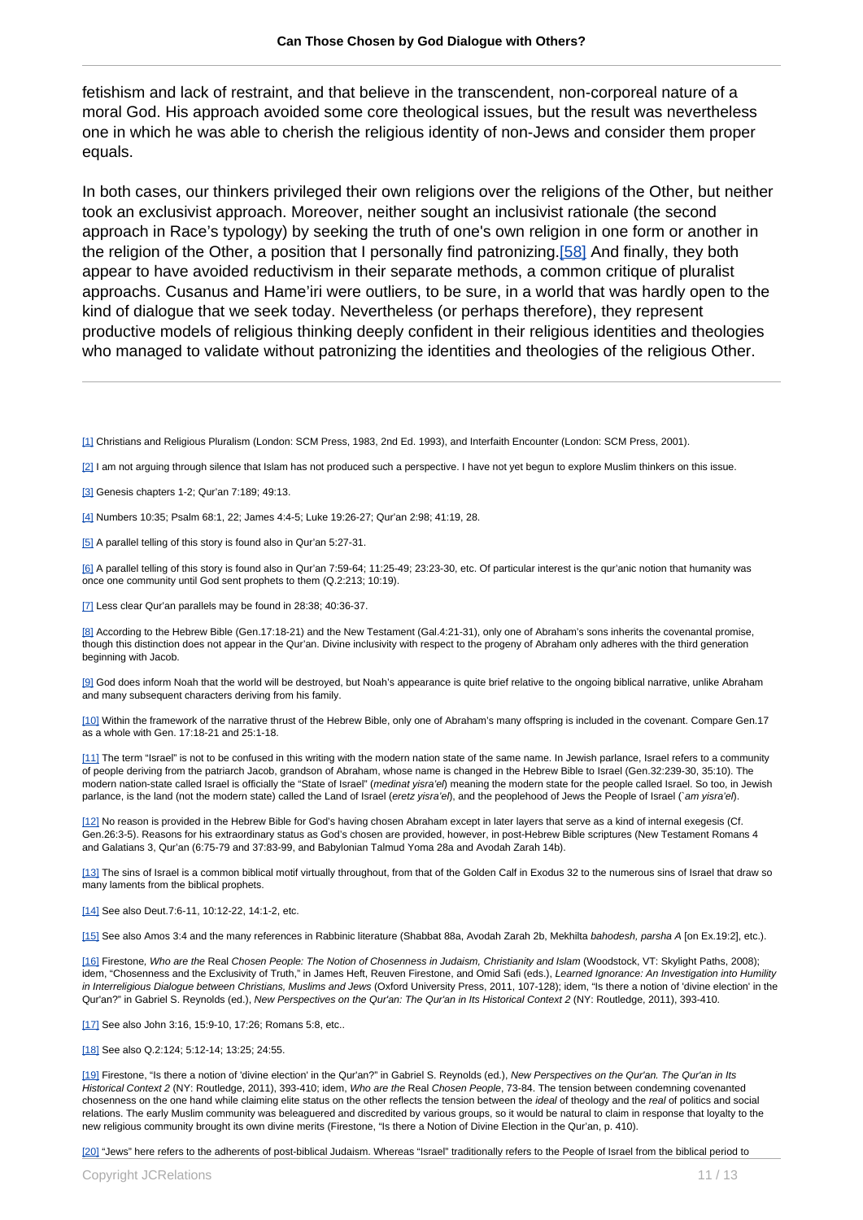fetishism and lack of restraint, and that believe in the transcendent, non-corporeal nature of a moral God. His approach avoided some core theological issues, but the result was nevertheless one in which he was able to cherish the religious identity of non-Jews and consider them proper equals.

In both cases, our thinkers privileged their own religions over the religions of the Other, but neither took an exclusivist approach. Moreover, neither sought an inclusivist rationale (the second approach in Race's typology) by seeking the truth of one's own religion in one form or another in the religion of the Other, a position that I personally find patronizing.[58] And finally, they both appear to have avoided reductivism in their separate methods, a common critique of pluralist approachs. Cusanus and Hame'iri were outliers, to be sure, in a world that was hardly open to the kind of dialogue that we seek today. Nevertheless (or perhaps therefore), they represent productive models of religious thinking deeply confident in their religious identities and theologies who managed to validate without patronizing the identities and theologies of the religious Other.

---

[1] Christians and Religious Pluralism (London: SCM Press, 1983, 2nd Ed. 1993), and Interfaith Encounter (London: SCM Press, 2001).

[2] I am not arguing through silence that Islam has not produced such a perspective. I have not yet begun to explore Muslim thinkers on this issue.

[3] Genesis chapters 1-2; Qur'an 7:189; 49:13.

[4] Numbers 10:35; Psalm 68:1, 22; James 4:4-5; Luke 19:26-27; Qur'an 2:98; 41:19, 28.

[5] A parallel telling of this story is found also in Qur'an 5:27-31.

[6] A parallel telling of this story is found also in Qur'an 7:59-64; 11:25-49; 23:23-30, etc. Of particular interest is the qur'anic notion that humanity was once one community until God sent prophets to them (Q.2:213; 10:19).

[7] Less clear Qur'an parallels may be found in 28:38; 40:36-37.

[8] According to the Hebrew Bible (Gen.17:18-21) and the New Testament (Gal.4:21-31), only one of Abraham's sons inherits the covenantal promise, though this distinction does not appear in the Qur'an. Divine inclusivity with respect to the progeny of Abraham only adheres with the third generation beginning with Jacob.

[9] God does inform Noah that the world will be destroyed, but Noah's appearance is quite brief relative to the ongoing biblical narrative, unlike Abraham and many subsequent characters deriving from his family.

[10] Within the framework of the narrative thrust of the Hebrew Bible, only one of Abraham's many offspring is included in the covenant. Compare Gen.17 as a whole with Gen. 17:18-21 and 25:1-18.

[11] The term "Israel" is not to be confused in this writing with the modern nation state of the same name. In Jewish parlance, Israel refers to a community of people deriving from the patriarch Jacob, grandson of Abraham, whose name is changed in the Hebrew Bible to Israel (Gen.32:239-30, 35:10). The modern nation-state called Israel is officially the "State of Israel" (*medinat yisra'el*) meaning the modern state for the people called Israel. So too, in Jewish parlance, is the land (not the modern state) called the Land of Israel (*eretz yisra'el*), and the peoplehood of Jews the People of Israel (*`am yisra'el*).

[12] No reason is provided in the Hebrew Bible for God's having chosen Abraham except in later layers that serve as a kind of internal exegesis (Cf. Gen.26:3-5). Reasons for his extraordinary status as God's chosen are provided, however, in post-Hebrew Bible scriptures (New Testament Romans 4 and Galatians 3, Qur'an (6:75-79 and 37:83-99, and Babylonian Talmud Yoma 28a and Avodah Zarah 14b).

[13] The sins of Israel is a common biblical motif virtually throughout, from that of the Golden Calf in Exodus 32 to the numerous sins of Israel that draw so many laments from the biblical prophets.

[14] See also Deut.7:6-11, 10:12-22, 14:1-2, etc.

[15] See also Amos 3:4 and the many references in Rabbinic literature (Shabbat 88a, Avodah Zarah 2b, Mekhilta *bahodesh, parsha A* [on Ex.19:2], etc.).

[16] Firestone*, Who are the* Real *Chosen People: The Notion of Chosenness in Judaism, Christianity and Islam* (Woodstock, VT: Skylight Paths, 2008); idem, "Chosenness and the Exclusivity of Truth," in James Heft, Reuven Firestone, and Omid Safi (eds.), *Learned Ignorance: An Investigation into Humility in Interreligious Dialogue between Christians, Muslims and Jews* (Oxford University Press, 2011, 107-128); idem, "Is there a notion of 'divine election' in the Qur'an?" in Gabriel S. Reynolds (ed.), *New Perspectives on the Qur'an: The Qur'an in Its Historical Context 2* (NY: Routledge, 2011), 393-410.

[17] See also John 3:16, 15:9-10, 17:26; Romans 5:8, etc..

[18] See also Q.2:124; 5:12-14; 13:25; 24:55.

[19] Firestone, "Is there a notion of 'divine election' in the Qur'an?" in Gabriel S. Reynolds (ed.), *New Perspectives on the Qur'an. The Qur'an in Its Historical Context 2* (NY: Routledge, 2011), 393-410; idem, *Who are the* Real *Chosen People*, 73-84. The tension between condemning covenanted chosenness on the one hand while claiming elite status on the other reflects the tension between the *ideal* of theology and the *real* of politics and social relations. The early Muslim community was beleaguered and discredited by various groups, so it would be natural to claim in response that loyalty to the new religious community brought its own divine merits (Firestone, "Is there a Notion of Divine Election in the Qur'an, p. 410).

[20] "Jews" here refers to the adherents of post-biblical Judaism. Whereas "Israel" traditionally refers to the People of Israel from the biblical period to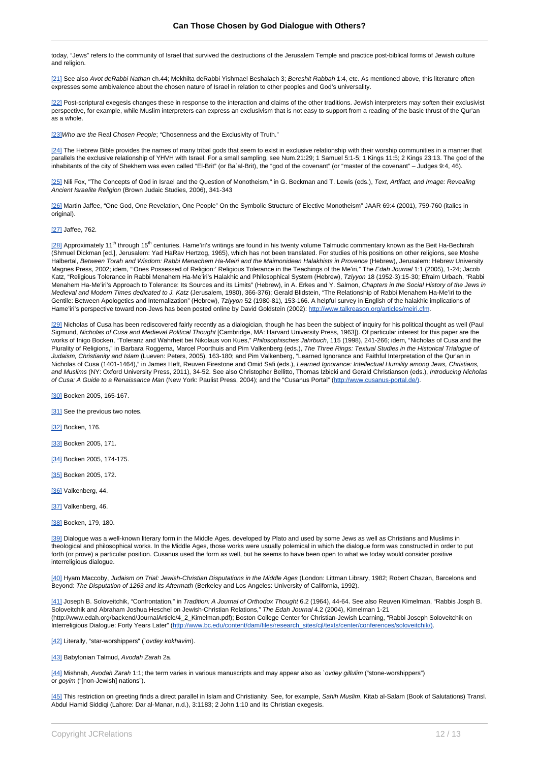today, "Jews" refers to the community of Israel that survived the destructions of the Jerusalem Temple and practice post-biblical forms of Jewish culture and religion.

[21] See also *Avot deRabbi Nathan* ch.44; Mekhilta deRabbi Yishmael Beshalach 3; *Bereshit Rabbah* 1:4, etc. As mentioned above, this literature often expresses some ambivalence about the chosen nature of Israel in relation to other peoples and God's universality.

[22] Post-scriptural exegesis changes these in response to the interaction and claims of the other traditions. Jewish interpreters may soften their exclusivist perspective, for example, while Muslim interpreters can express an exclusivism that is not easy to support from a reading of the basic thrust of the Qur'an as a whole.

[23]*Who are the* Real *Chosen People*; "Chosenness and the Exclusivity of Truth."

[24] The Hebrew Bible provides the names of many tribal gods that seem to exist in exclusive relationship with their worship communities in a manner that parallels the exclusive relationship of YHVH with Israel. For a small sampling, see Num.21:29; 1 Samuel 5:1-5; 1 Kings 11:5; 2 Kings 23:13. The god of the inhabitants of the city of Shekhem was even called "El-Brit" (or Ba`al-Brit), the "god of the covenant" (or "master of the covenant" – Judges 9:4, 46).

[25] Nili Fox, "The Concepts of God in Israel and the Question of Monotheism," in G. Beckman and T. Lewis (eds.), *Text, Artifact, and Image: Revealing Ancient Israelite Religion* (Brown Judaic Studies, 2006), 341-343

[26] Martin Jaffee, "One God, One Revelation, One People" On the Symbolic Structure of Elective Monotheism" JAAR 69:4 (2001), 759-760 (italics in original).

[27] Jaffee, 762.

[28] Approximately 11th through 15th centuries. Hame'iri's writings are found in his twenty volume Talmudic commentary known as the Beit Ha-Bechirah (Shmuel Dickman [ed.], Jerusalem: Yad HaRav Hertzog, 1965), which has not been translated. For studies of his positions on other religions, see Moshe Halbertal, *Between Torah and Wisdom: Rabbi Menachem Ha-Meiri and the Maimonidean Halakhists in Provence* (Hebrew), Jerusalem: Hebrew University Magnes Press, 2002; idem, "'Ones Possessed of Religion:' Religious Tolerance in the Teachings of the Me'iri," The *Edah Journal* 1:1 (2005), 1-24; Jacob Katz, "Religious Tolerance in Rabbi Menahem Ha-Me'iri's Halakhic and Philosophical System (Hebrew), *Tziyyon* 18 (1952-3):15-30; Efraim Urbach, "Rabbi Menahem Ha-Me'iri's Approach to Tolerance: Its Sources and its Limits" (Hebrew), in A. Erkes and Y. Salmon, *Chapters in the Social History of the Jews in Medieval and Modern Times dedicated to J. Katz* (Jerusalem, 1980), 366-376); Gerald Blidstein, "The Relationship of Rabbi Menahem Ha-Me'iri to the Gentile: Between Apologetics and Internalization" (Hebrew), *Tziyyon* 52 (1980-81), 153-166. A helpful survey in English of the halakhic implications of Hame'iri's perspective toward non-Jews has been posted online by David Goldstein (2002): http://www.talkreason.org/articles/meiri.cfm.

[29] Nicholas of Cusa has been rediscovered fairly recently as a dialogician, though he has been the subject of inquiry for his political thought as well (Paul Sigmund, *Nicholas of Cusa and Medieval Political Thought* [Cambridge, MA: Harvard University Press, 1963]). Of particular interest for this paper are the works of Inigo Bocken, "Toleranz and Wahrheit bei Nikolaus von Kues," *Philosophisches Jahrbuch*, 115 (1998), 241-266; idem, "Nicholas of Cusa and the Plurality of Religions," in Barbara Roggema, Marcel Poorthuis and Pim Valkenberg (eds.), *The Three Rings: Textual Studies in the Historical Trialogue of Judaism, Christianity and Islam* (Lueven: Peters, 2005), 163-180; and Pim Valkenberg, "Learned Ignorance and Faithful Interpretation of the Qur'an in Nicholas of Cusa (1401-1464)," in James Heft, Reuven Firestone and Omid Safi (eds.), *Learned Ignorance: Intellectual Humility among Jews, Christians, and Muslims* (NY: Oxford University Press, 2011), 34-52. See also Christopher Bellitto, Thomas Izbicki and Gerald Christianson (eds.), *Introducing Nicholas of Cusa: A Guide to a Renaissance Man* (New York: Paulist Press, 2004); and the "Cusanus Portal" (http://www.cusanus-portal.de/).

[30] Bocken 2005, 165-167.

[31] See the previous two notes.

[32] Bocken, 176.

[33] Bocken 2005, 171.

[34] Bocken 2005, 174-175.

[35] Bocken 2005, 172.

[36] Valkenberg, 44.

[37] Valkenberg, 46.

[38] Bocken, 179, 180.

[39] Dialogue was a well-known literary form in the Middle Ages, developed by Plato and used by some Jews as well as Christians and Muslims in theological and philosophical works. In the Middle Ages, those works were usually polemical in which the dialogue form was constructed in order to put forth (or prove) a particular position. Cusanus used the form as well, but he seems to have been open to what we today would consider positive interreligious dialogue.

[40] Hyam Maccoby, *Judaism on Trial: Jewish-Christian Disputations in the Middle Ages* (London: Littman Library, 1982; Robert Chazan, Barcelona and Beyond: *The Disputation of 1263 and its Aftermath* (Berkeley and Los Angeles: University of California, 1992).

[41] Joseph B. Soloveitchik, "Confrontation," in *Tradition: A Journal of Orthodox Thought* 6.2 (1964), 44-64. See also Reuven Kimelman, "Rabbis Josph B. Soloveitchik and Abraham Joshua Heschel on Jewish-Christian Relations," *The Edah Journal* 4.2 (2004), Kimelman 1-21 (http://www.edah.org/backend/JournalArticle/4_2_Kimelman.pdf); Boston College Center for Christian-Jewish Learning, "Rabbi Joseph Soloveitchik on Interreligious Dialogue: Forty Years Later" (http://www.bc.edu/content/dam/files/research_sites/cjl/texts/center/conferences/soloveitchik/).

[42] Literally, "star-worshippers" (`*ovdey kokhavim*).

[43] Babylonian Talmud, *Avodah Zarah* 2a.

[44] Mishnah, *Avodah Zarah* 1:1; the term varies in various manuscripts and may appear also as `*ovdey gillulim* ("stone-worshippers") or *goyim* ("[non-Jewish] nations").

[45] This restriction on greeting finds a direct parallel in Islam and Christianity. See, for example, *Sahih Muslim*, Kitab al-Salam (Book of Salutations) Transl. Abdul Hamid Siddiqi (Lahore: Dar al-Manar, n.d.), 3:1183; 2 John 1:10 and its Christian exegesis.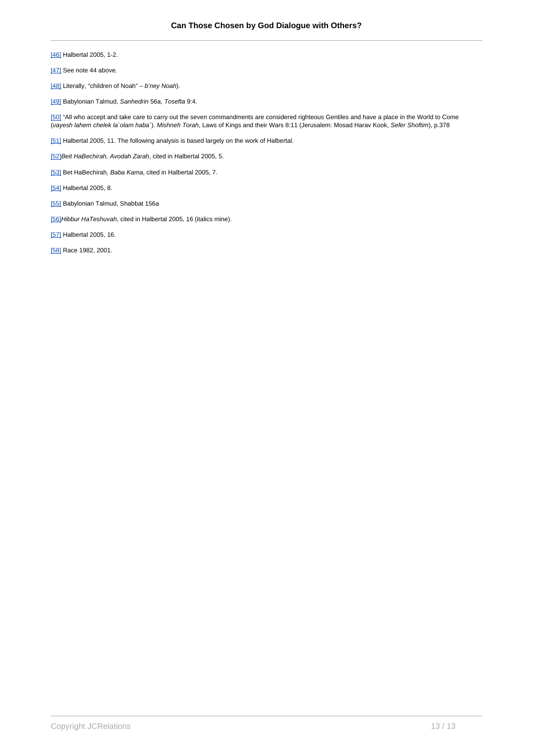[46] Halbertal 2005, 1-2.

[47] See note 44 above.

[48] Literally, “children of Noah” – *b'ney Noah*).

[49] Babylonian Talmud, *Sanhedrin* 56a, *Tosefta* 9:4.

[50] “All who accept and take care to carry out the seven commandments are considered righteous Gentiles and have a place in the World to Come (*vayesh lahem chelek la`olam haba`*). *Mishneh Torah*, Laws of Kings and their Wars 8:11 (Jerusalem: Mosad Harav Kook, *Sefer Shoftim*), p.378

[51] Halbertal 2005, 11. The following analysis is based largely on the work of Halbertal.

[52]*Beit HaBechirah, Avodah Zarah*, cited in Halbertal 2005, 5.

[53] Bet HaBechirah*, Baba Kama*, cited in Halbertal 2005, 7.

[54] Halbertal 2005, 8.

[55] Babylonian Talmud, Shabbat 156a

[56]*Hibbur HaTeshuvah*, cited in Halbertal 2005, 16 (italics mine).

[57] Halbertal 2005, 16.

[58] Race 1982, 2001.